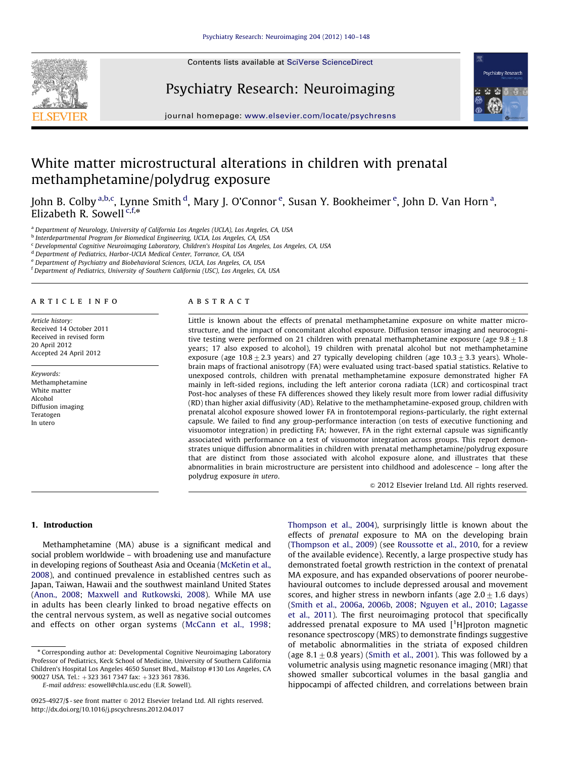# White matter microstructural alterations in children with prenatal methamphetamine/polydrug exposure

John B. Colby [a,b,c], Lynne Smith [d], Mary J. O'Connor [e], Susan Y. Bookheimer [e], John D. Van Horn [a], Elizabeth R. Sowell [c,f,*]

[a] Department of Neurology, University of California Los Angeles (UCLA), Los Angeles, CA, USA
[b] Interdepartmental Program for Biomedical Engineering, UCLA, Los Angeles, CA, USA
[c] Developmental Cognitive Neuroimaging Laboratory, Children's Hospital Los Angeles, Los Angeles, CA, USA
[d] Department of Pediatrics, Harbor-UCLA Medical Center, Torrance, CA, USA
[e] Department of Psychiatry and Biobehavioral Sciences, UCLA, Los Angeles, CA, USA
[f] Department of Pediatrics, University of Southern California (USC), Los Angeles, CA, USA

## ARTICLE INFO

*Article history:*
Received 14 October 2011
Received in revised form
20 April 2012
Accepted 24 April 2012

*Keywords:*
Methamphetamine
White matter
Alcohol
Diffusion imaging
Teratogen
In utero

## ABSTRACT

Little is known about the effects of prenatal methamphetamine exposure on white matter microstructure, and the impact of concomitant alcohol exposure. Diffusion tensor imaging and neurocognitive testing were performed on 21 children with prenatal methamphetamine exposure (age $9.8 \pm 1.8$ years; 17 also exposed to alcohol), 19 children with prenatal alcohol but not methamphetamine exposure (age $10.8 \pm 2.3$ years) and 27 typically developing children (age $10.3 \pm 3.3$ years). Whole-brain maps of fractional anisotropy (FA) were evaluated using tract-based spatial statistics. Relative to unexposed controls, children with prenatal methamphetamine exposure demonstrated higher FA mainly in left-sided regions, including the left anterior corona radiata (LCR) and corticospinal tract Post-hoc analyses of these FA differences showed they likely result more from lower radial diffusivity (RD) than higher axial diffusivity (AD). Relative to the methamphetamine-exposed group, children with prenatal alcohol exposure showed lower FA in frontotemporal regions-particularly, the right external capsule. We failed to find any group-performance interaction (on tests of executive functioning and visuomotor integration) in predicting FA; however, FA in the right external capsule was significantly associated with performance on a test of visuomotor integration across groups. This report demonstrates unique diffusion abnormalities in children with prenatal methamphetamine/polydrug exposure that are distinct from those associated with alcohol exposure alone, and illustrates that these abnormalities in brain microstructure are persistent into childhood and adolescence – long after the polydrug exposure *in utero*.

© 2012 Elsevier Ireland Ltd. All rights reserved.

## 1. Introduction

Methamphetamine (MA) abuse is a significant medical and social problem worldwide – with broadening use and manufacture in developing regions of Southeast Asia and Oceania (McKetin et al., 2008), and continued prevalence in established centres such as Japan, Taiwan, Hawaii and the southwest mainland United States (Anon., 2008; Maxwell and Rutkowski, 2008). While MA use in adults has been clearly linked to broad negative effects on the central nervous system, as well as negative social outcomes and effects on other organ systems (McCann et al., 1998; Thompson et al., 2004), surprisingly little is known about the effects of *prenatal* exposure to MA on the developing brain (Thompson et al., 2009) (see Roussotte et al., 2010, for a review of the available evidence). Recently, a large prospective study has demonstrated foetal growth restriction in the context of prenatal MA exposure, and has expanded observations of poorer neurobehavioural outcomes to include depressed arousal and movement scores, and higher stress in newborn infants (age $2.0 \pm 1.6$ days) (Smith et al., 2006a, 2006b, 2008; Nguyen et al., 2010; Lagasse et al., 2011). The first neuroimaging protocol that specifically addressed prenatal exposure to MA used [$^{1}$H]proton magnetic resonance spectroscopy (MRS) to demonstrate findings suggestive of metabolic abnormalities in the striata of exposed children (age $8.1 \pm 0.8$ years) (Smith et al., 2001). This was followed by a volumetric analysis using magnetic resonance imaging (MRI) that showed smaller subcortical volumes in the basal ganglia and hippocampi of affected children, and correlations between brain

\* Corresponding author at: Developmental Cognitive Neuroimaging Laboratory Professor of Pediatrics, Keck School of Medicine, University of Southern California Children's Hospital Los Angeles 4650 Sunset Blvd., Mailstop #130 Los Angeles, CA 90027 USA. Tel.: +323 361 7347 fax: +323 361 7836.
*E-mail address:* esowell@chla.usc.edu (E.R. Sowell).

0925-4927/$ - see front matter © 2012 Elsevier Ireland Ltd. All rights reserved.
http://dx.doi.org/10.1016/j.pscychresns.2012.04.017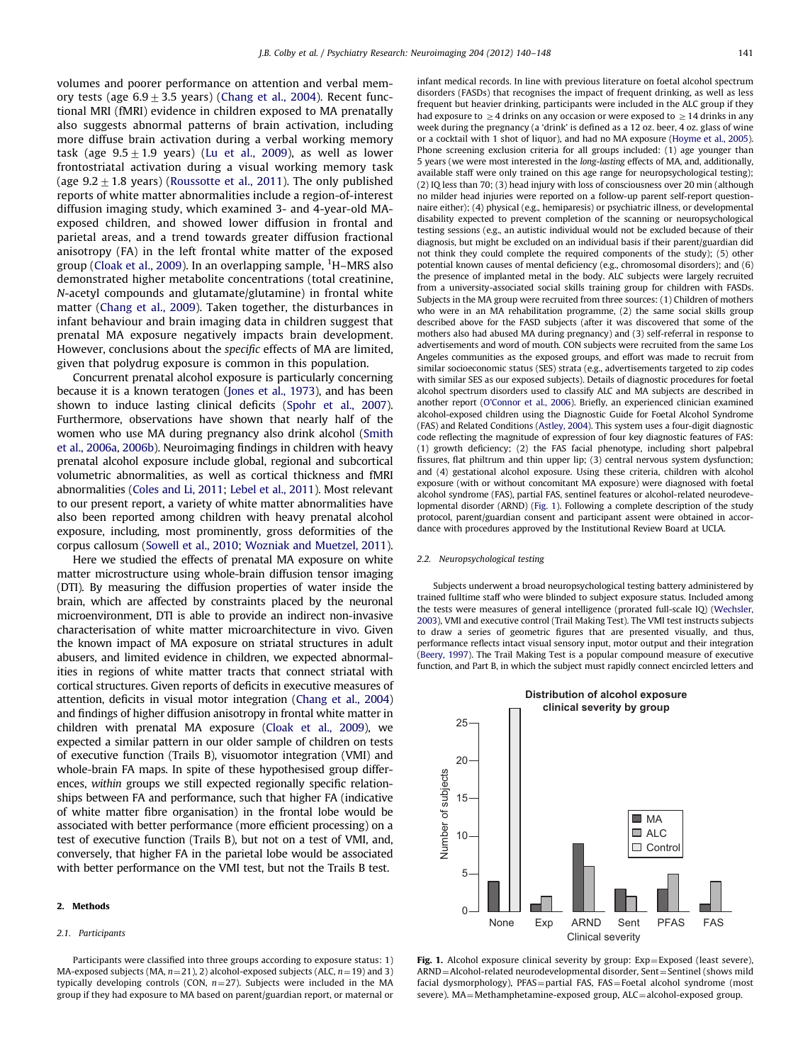volumes and poorer performance on attention and verbal memory tests (age $6.9 \pm 3.5$ years) (Chang et al., 2004). Recent functional MRI (fMRI) evidence in children exposed to MA prenatally also suggests abnormal patterns of brain activation, including more diffuse brain activation during a verbal working memory task (age $9.5 \pm 1.9$ years) (Lu et al., 2009), as well as lower frontostriatal activation during a visual working memory task (age $9.2 \pm 1.8$ years) (Roussotte et al., 2011). The only published reports of white matter abnormalities include a region-of-interest diffusion imaging study, which examined 3- and 4-year-old MA-exposed children, and showed lower diffusion in frontal and parietal areas, and a trend towards greater diffusion fractional anisotropy (FA) in the left frontal white matter of the exposed group (Cloak et al., 2009). In an overlapping sample, $^{1}$H–MRS also demonstrated higher metabolite concentrations (total creatinine, *N*-acetyl compounds and glutamate/glutamine) in frontal white matter (Chang et al., 2009). Taken together, the disturbances in infant behaviour and brain imaging data in children suggest that prenatal MA exposure negatively impacts brain development. However, conclusions about the *specific* effects of MA are limited, given that polydrug exposure is common in this population.

Concurrent prenatal alcohol exposure is particularly concerning because it is a known teratogen (Jones et al., 1973), and has been shown to induce lasting clinical deficits (Spohr et al., 2007). Furthermore, observations have shown that nearly half of the women who use MA during pregnancy also drink alcohol (Smith et al., 2006a, 2006b). Neuroimaging findings in children with heavy prenatal alcohol exposure include global, regional and subcortical volumetric abnormalities, as well as cortical thickness and fMRI abnormalities (Coles and Li, 2011; Lebel et al., 2011). Most relevant to our present report, a variety of white matter abnormalities have also been reported among children with heavy prenatal alcohol exposure, including, most prominently, gross deformities of the corpus callosum (Sowell et al., 2010; Wozniak and Muetzel, 2011).

Here we studied the effects of prenatal MA exposure on white matter microstructure using whole-brain diffusion tensor imaging (DTI). By measuring the diffusion properties of water inside the brain, which are affected by constraints placed by the neuronal microenvironment, DTI is able to provide an indirect non-invasive characterisation of white matter microarchitecture in vivo. Given the known impact of MA exposure on striatal structures in adult abusers, and limited evidence in children, we expected abnormalities in regions of white matter tracts that connect striatal with cortical structures. Given reports of deficits in executive measures of attention, deficits in visual motor integration (Chang et al., 2004) and findings of higher diffusion anisotropy in frontal white matter in children with prenatal MA exposure (Cloak et al., 2009), we expected a similar pattern in our older sample of children on tests of executive function (Trails B), visuomotor integration (VMI) and whole-brain FA maps. In spite of these hypothesised group differences, *within* groups we still expected regionally specific relationships between FA and performance, such that higher FA (indicative of white matter fibre organisation) in the frontal lobe would be associated with better performance (more efficient processing) on a test of executive function (Trails B), but not on a test of VMI, and, conversely, that higher FA in the parietal lobe would be associated with better performance on the VMI test, but not the Trails B test.

## 2. Methods

### 2.1. Participants

Participants were classified into three groups according to exposure status: 1) MA-exposed subjects (MA, $n=21$), 2) alcohol-exposed subjects (ALC, $n=19$) and 3) typically developing controls (CON, $n=27$). Subjects were included in the MA group if they had exposure to MA based on parent/guardian report, or maternal or infant medical records. In line with previous literature on foetal alcohol spectrum disorders (FASDs) that recognises the impact of frequent drinking, as well as less frequent but heavier drinking, participants were included in the ALC group if they had exposure to $\geq 4$ drinks on any occasion or were exposed to $\geq 14$ drinks in any week during the pregnancy (a 'drink' is defined as a 12 oz. beer, 4 oz. glass of wine or a cocktail with 1 shot of liquor), and had no MA exposure (Hoyme et al., 2005). Phone screening exclusion criteria for all groups included: (1) age younger than 5 years (we were most interested in the *long-lasting* effects of MA, and, additionally, available staff were only trained on this age range for neuropsychological testing); (2) IQ less than 70; (3) head injury with loss of consciousness over 20 min (although no milder head injuries were reported on a follow-up parent self-report questionnaire either); (4) physical (e.g., hemiparesis) or psychiatric illness, or developmental disability expected to prevent completion of the scanning or neuropsychological testing sessions (e.g., an autistic individual would not be excluded because of their diagnosis, but might be excluded on an individual basis if their parent/guardian did not think they could complete the required components of the study); (5) other potential known causes of mental deficiency (e.g., chromosomal disorders); and (6) the presence of implanted metal in the body. ALC subjects were largely recruited from a university-associated social skills training group for children with FASDs. Subjects in the MA group were recruited from three sources: (1) Children of mothers who were in an MA rehabilitation programme, (2) the same social skills group described above for the FASD subjects (after it was discovered that some of the mothers also had abused MA during pregnancy) and (3) self-referral in response to advertisements and word of mouth. CON subjects were recruited from the same Los Angeles communities as the exposed groups, and effort was made to recruit from similar socioeconomic status (SES) strata (e.g., advertisements targeted to zip codes with similar SES as our exposed subjects). Details of diagnostic procedures for foetal alcohol spectrum disorders used to classify ALC and MA subjects are described in another report (O'Connor et al., 2006). Briefly, an experienced clinician examined alcohol-exposed children using the Diagnostic Guide for Foetal Alcohol Syndrome (FAS) and Related Conditions (Astley, 2004). This system uses a four-digit diagnostic code reflecting the magnitude of expression of four key diagnostic features of FAS: (1) growth deficiency; (2) the FAS facial phenotype, including short palpebral fissures, flat philtrum and thin upper lip; (3) central nervous system dysfunction; and (4) gestational alcohol exposure. Using these criteria, children with alcohol exposure (with or without concomitant MA exposure) were diagnosed with foetal alcohol syndrome (FAS), partial FAS, sentinel features or alcohol-related neurodevelopmental disorder (ARND) (Fig. 1). Following a complete description of the study protocol, parent/guardian consent and participant assent were obtained in accordance with procedures approved by the Institutional Review Board at UCLA.

### 2.2. Neuropsychological testing

Subjects underwent a broad neuropsychological testing battery administered by trained fulltime staff who were blinded to subject exposure status. Included among the tests were measures of general intelligence (prorated full-scale IQ) (Wechsler, 2003), VMI and executive control (Trail Making Test). The VMI test instructs subjects to draw a series of geometric figures that are presented visually, and thus, performance reflects intact visual sensory input, motor output and their integration (Beery, 1997). The Trail Making Test is a popular compound measure of executive function, and Part B, in which the subject must rapidly connect encircled letters and

**Fig. 1.** Alcohol exposure clinical severity by group: Exp=Exposed (least severe), ARND=Alcohol-related neurodevelopmental disorder, Sent=Sentinel (shows mild facial dysmorphology), PFAS=partial FAS, FAS=Foetal alcohol syndrome (most severe). MA=Methamphetamine-exposed group, ALC=alcohol-exposed group.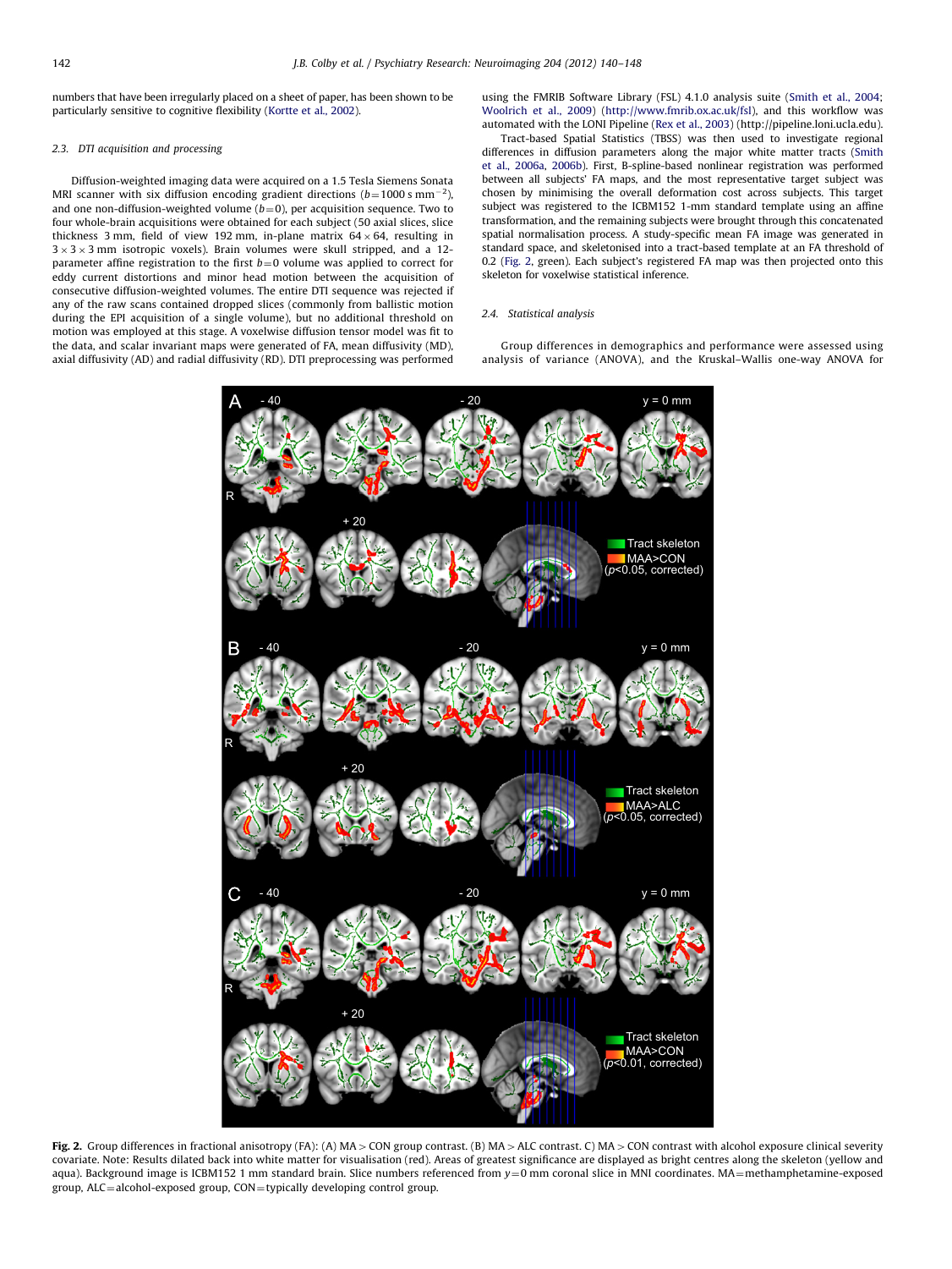numbers that have been irregularly placed on a sheet of paper, has been shown to be particularly sensitive to cognitive flexibility (Kortte et al., 2002).

### 2.3. DTI acquisition and processing

Diffusion-weighted imaging data were acquired on a 1.5 Tesla Siemens Sonata MRI scanner with six diffusion encoding gradient directions ($b=1000\ \mathrm{s\ mm^{-2}}$), and one non-diffusion-weighted volume ($b=0$), per acquisition sequence. Two to four whole-brain acquisitions were obtained for each subject (50 axial slices, slice thickness 3 mm, field of view 192 mm, in-plane matrix $64\times64$, resulting in $3\times3\times3$ mm isotropic voxels). Brain volumes were skull stripped, and a 12-parameter affine registration to the first $b=0$ volume was applied to correct for eddy current distortions and minor head motion between the acquisition of consecutive diffusion-weighted volumes. The entire DTI sequence was rejected if any of the raw scans contained dropped slices (commonly from ballistic motion during the EPI acquisition of a single volume), but no additional threshold on motion was employed at this stage. A voxelwise diffusion tensor model was fit to the data, and scalar invariant maps were generated of FA, mean diffusivity (MD), axial diffusivity (AD) and radial diffusivity (RD). DTI preprocessing was performed using the FMRIB Software Library (FSL) 4.1.0 analysis suite (Smith et al., 2004; Woolrich et al., 2009) (http://www.fmrib.ox.ac.uk/fsl), and this workflow was automated with the LONI Pipeline (Rex et al., 2003) (http://pipeline.loni.ucla.edu).

Tract-based Spatial Statistics (TBSS) was then used to investigate regional differences in diffusion parameters along the major white matter tracts (Smith et al., 2006a, 2006b). First, B-spline-based nonlinear registration was performed between all subjects' FA maps, and the most representative target subject was chosen by minimising the overall deformation cost across subjects. This target subject was registered to the ICBM152 1-mm standard template using an affine transformation, and the remaining subjects were brought through this concatenated spatial normalisation process. A study-specific mean FA image was generated in standard space, and skeletonised into a tract-based template at an FA threshold of 0.2 (Fig. 2, green). Each subject's registered FA map was then projected onto this skeleton for voxelwise statistical inference.

### 2.4. Statistical analysis

Group differences in demographics and performance were assessed using analysis of variance (ANOVA), and the Kruskal–Wallis one-way ANOVA for

**Fig. 2.** Group differences in fractional anisotropy (FA): (A) MA > CON group contrast. (B) MA > ALC contrast. C) MA > CON contrast with alcohol exposure clinical severity covariate. Note: Results dilated back into white matter for visualisation (red). Areas of greatest significance are displayed as bright centres along the skeleton (yellow and aqua). Background image is ICBM152 1 mm standard brain. Slice numbers referenced from $y=0$ mm coronal slice in MNI coordinates. MA = methamphetamine-exposed group, ALC = alcohol-exposed group, CON = typically developing control group.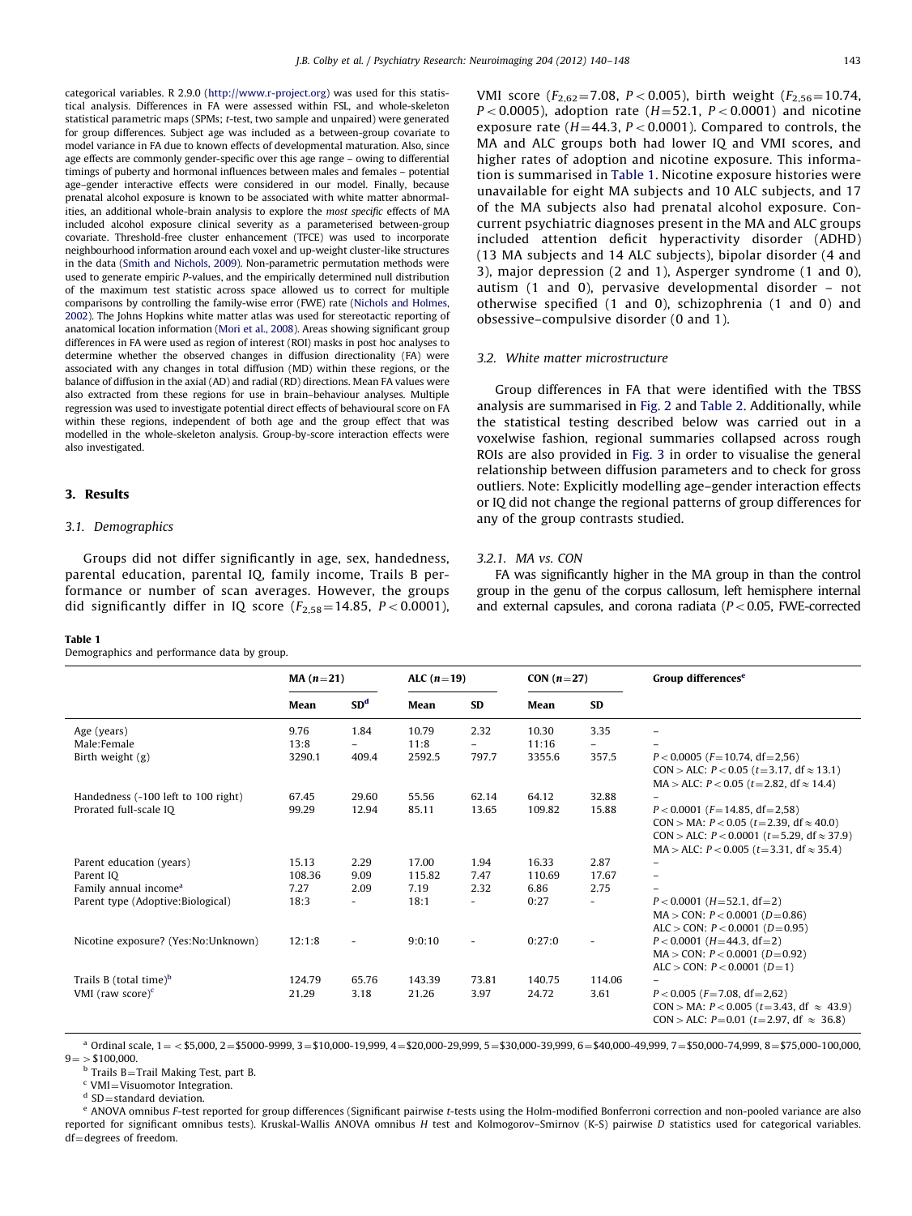categorical variables. R 2.9.0 (http://www.r-project.org) was used for this statistical analysis. Differences in FA were assessed within FSL, and whole-skeleton statistical parametric maps (SPMs; *t*-test, two sample and unpaired) were generated for group differences. Subject age was included as a between-group covariate to model variance in FA due to known effects of developmental maturation. Also, since age effects are commonly gender-specific over this age range – owing to differential timings of puberty and hormonal influences between males and females – potential age–gender interactive effects were considered in our model. Finally, because prenatal alcohol exposure is known to be associated with white matter abnormalities, an additional whole-brain analysis to explore the *most specific* effects of MA included alcohol exposure clinical severity as a parameterised between-group covariate. Threshold-free cluster enhancement (TFCE) was used to incorporate neighbourhood information around each voxel and up-weight cluster-like structures in the data (Smith and Nichols, 2009). Non-parametric permutation methods were used to generate empiric *P*-values, and the empirically determined null distribution of the maximum test statistic across space allowed us to correct for multiple comparisons by controlling the family-wise error (FWE) rate (Nichols and Holmes, 2002). The Johns Hopkins white matter atlas was used for stereotactic reporting of anatomical location information (Mori et al., 2008). Areas showing significant group differences in FA were used as region of interest (ROI) masks in post hoc analyses to determine whether the observed changes in diffusion directionality (FA) were associated with any changes in total diffusion (MD) within these regions, or the balance of diffusion in the axial (AD) and radial (RD) directions. Mean FA values were also extracted from these regions for use in brain–behaviour analyses. Multiple regression was used to investigate potential direct effects of behavioural score on FA within these regions, independent of both age and the group effect that was modelled in the whole-skeleton analysis. Group-by-score interaction effects were also investigated.

## 3. Results

### 3.1. Demographics

Groups did not differ significantly in age, sex, handedness, parental education, parental IQ, family income, Trails B performance or number of scan averages. However, the groups did significantly differ in IQ score ($F_{2,58}=14.85$, $P<0.0001$), VMI score ($F_{2,62}=7.08$, $P<0.005$), birth weight ($F_{2,56}=10.74$, $P<0.0005$), adoption rate ($H=52.1$, $P<0.0001$) and nicotine exposure rate ($H=44.3$, $P<0.0001$). Compared to controls, the MA and ALC groups both had lower IQ and VMI scores, and higher rates of adoption and nicotine exposure. This information is summarised in Table 1. Nicotine exposure histories were unavailable for eight MA subjects and 10 ALC subjects, and 17 of the MA subjects also had prenatal alcohol exposure. Concurrent psychiatric diagnoses present in the MA and ALC groups included attention deficit hyperactivity disorder (ADHD) (13 MA subjects and 14 ALC subjects), bipolar disorder (4 and 3), major depression (2 and 1), Asperger syndrome (1 and 0), autism (1 and 0), pervasive developmental disorder – not otherwise specified (1 and 0), schizophrenia (1 and 0) and obsessive–compulsive disorder (0 and 1).

**Table 1**
Demographics and performance data by group.

| | MA (n=21) | | ALC (n=19) | | CON (n=27) | | Group differences[e] |
|---|---|---|---|---|---|---|---|
| | Mean | SD[d] | Mean | SD | Mean | SD | |
| Age (years) | 9.76 | 1.84 | 10.79 | 2.32 | 10.30 | 3.35 | – |
| Male:Female | 13:8 | – | 11:8 | – | 11:16 | – | – |
| Birth weight (g) | 3290.1 | 409.4 | 2592.5 | 797.7 | 3355.6 | 357.5 | $P<0.0005$ ($F=10.74$, df=2,56)<br>CON > ALC: $P<0.05$ ($t=3.17$, df ≈ 13.1)<br>MA > ALC: $P<0.05$ ($t=2.82$, df ≈ 14.4) |
| Handedness (-100 left to 100 right) | 67.45 | 29.60 | 55.56 | 62.14 | 64.12 | 32.88 | – |
| Prorated full-scale IQ | 99.29 | 12.94 | 85.11 | 13.65 | 109.82 | 15.88 | $P<0.0001$ ($F=14.85$, df=2,58)<br>CON > MA: $P<0.05$ ($t=2.39$, df ≈ 40.0)<br>CON > ALC: $P<0.0001$ ($t=5.29$, df ≈ 37.9)<br>MA > ALC: $P<0.005$ ($t=3.31$, df ≈ 35.4) |
| Parent education (years) | 15.13 | 2.29 | 17.00 | 1.94 | 16.33 | 2.87 | – |
| Parent IQ | 108.36 | 9.09 | 115.82 | 7.47 | 110.69 | 17.67 | – |
| Family annual income[a] | 7.27 | 2.09 | 7.19 | 2.32 | 6.86 | 2.75 | – |
| Parent type (Adoptive:Biological) | 18:3 | - | 18:1 | - | 0:27 | - | $P<0.0001$ ($H=52.1$, df=2)<br>MA > CON: $P<0.0001$ ($D=0.86$)<br>ALC > CON: $P<0.0001$ ($D=0.95$) |
| Nicotine exposure? (Yes:No:Unknown) | 12:1:8 | - | 9:0:10 | - | 0:27:0 | - | $P<0.0001$ ($H=44.3$, df=2)<br>MA > CON: $P<0.0001$ ($D=0.92$)<br>ALC > CON: $P<0.0001$ ($D=1$) |
| Trails B (total time)[b] | 124.79 | 65.76 | 143.39 | 73.81 | 140.75 | 114.06 | – |
| VMI (raw score)[c] | 21.29 | 3.18 | 21.26 | 3.97 | 24.72 | 3.61 | $P<0.005$ ($F=7.08$, df=2,62)<br>CON > MA: $P<0.005$ ($t=3.43$, df ≈ 43.9)<br>CON > ALC: $P=0.01$ ($t=2.97$, df ≈ 36.8) |

[a] Ordinal scale, 1 = < \$5,000, 2 = \$5000-9999, 3 = \$10,000-19,999, 4 = \$20,000-29,999, 5 = \$30,000-39,999, 6 = \$40,000-49,999, 7 = \$50,000-74,999, 8 = \$75,000-100,000, 9 = > \$100,000.
[b] Trails B = Trail Making Test, part B.
[c] VMI = Visuomotor Integration.
[d] SD = standard deviation.
[e] ANOVA omnibus *F*-test reported for group differences (Significant pairwise *t*-tests using the Holm-modified Bonferroni correction and non-pooled variance are also reported for significant omnibus tests). Kruskal-Wallis ANOVA omnibus *H* test and Kolmogorov–Smirnov (K-S) pairwise *D* statistics used for categorical variables. df = degrees of freedom.

### 3.2. White matter microstructure

Group differences in FA that were identified with the TBSS analysis are summarised in Fig. 2 and Table 2. Additionally, while the statistical testing described below was carried out in a voxelwise fashion, regional summaries collapsed across rough ROIs are also provided in Fig. 3 in order to visualise the general relationship between diffusion parameters and to check for gross outliers. Note: Explicitly modelling age–gender interaction effects or IQ did not change the regional patterns of group differences for any of the group contrasts studied.

#### 3.2.1. MA vs. CON

FA was significantly higher in the MA group in than the control group in the genu of the corpus callosum, left hemisphere internal and external capsules, and corona radiata ($P<0.05$, FWE-corrected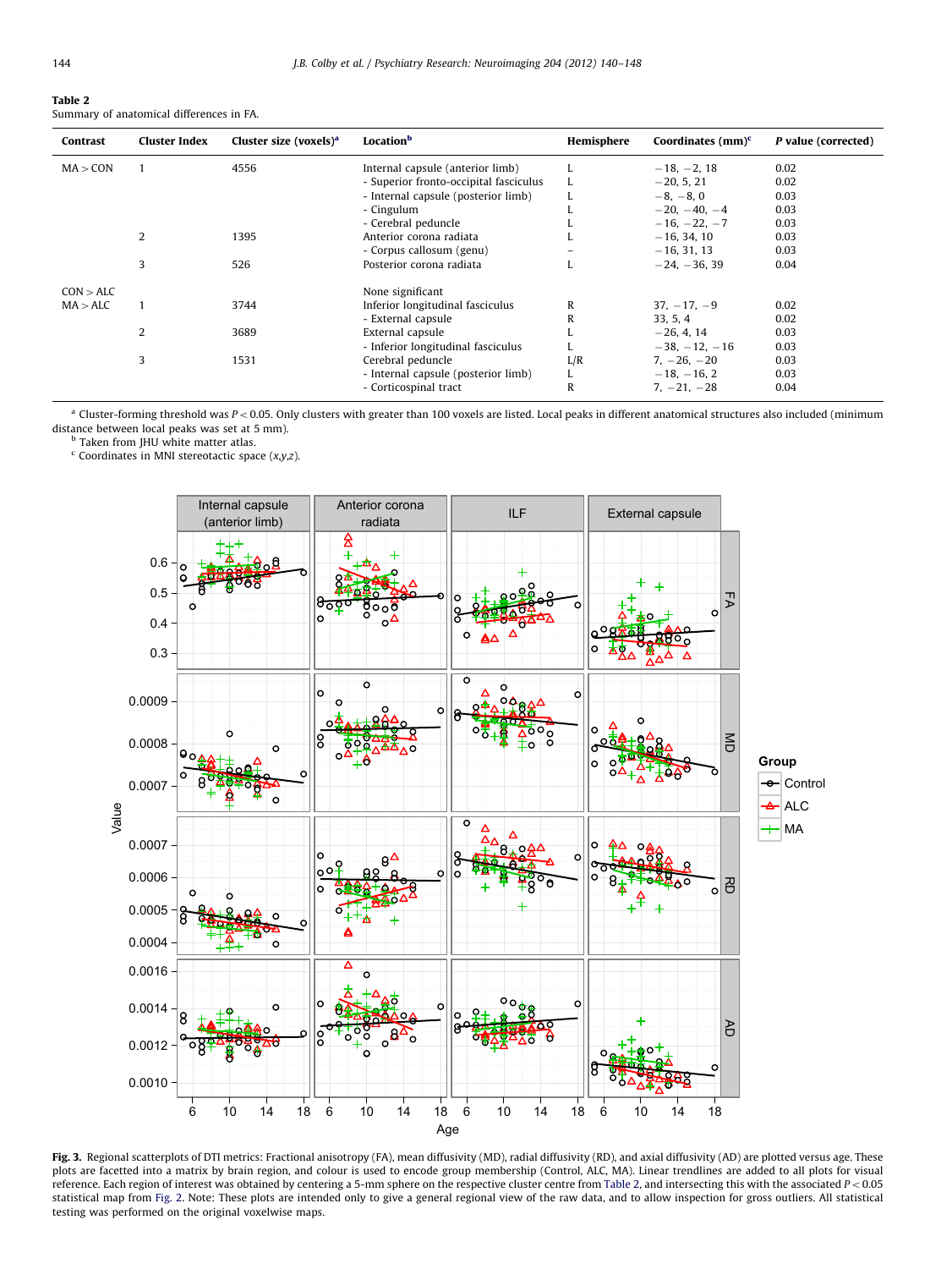**Table 2**
Summary of anatomical differences in FA.

| Contrast | Cluster Index | Cluster size (voxels)[a] | Location[b] | Hemisphere | Coordinates (mm)[c] | P value (corrected) |
|---|---|---|---|---|---|---|
| MA > CON | 1 | 4556 | Internal capsule (anterior limb) | L | −18, −2, 18 | 0.02 |
| | | | - Superior fronto-occipital fasciculus | L | −20, 5, 21 | 0.02 |
| | | | - Internal capsule (posterior limb) | L | −8, −8, 0 | 0.03 |
| | | | - Cingulum | L | −20, −40, −4 | 0.03 |
| | | | - Cerebral peduncle | L | −16, −22, −7 | 0.03 |
| | 2 | 1395 | Anterior corona radiata | L | −16, 34, 10 | 0.03 |
| | | | - Corpus callosum (genu) | – | −16, 31, 13 | 0.03 |
| | 3 | 526 | Posterior corona radiata | L | −24, −36, 39 | 0.04 |
| CON > ALC | | | None significant | | | |
| MA > ALC | 1 | 3744 | Inferior longitudinal fasciculus | R | 37, −17, −9 | 0.02 |
| | | | - External capsule | R | 33, 5, 4 | 0.02 |
| | 2 | 3689 | External capsule | L | −26, 4, 14 | 0.03 |
| | | | - Inferior longitudinal fasciculus | L | −38, −12, −16 | 0.03 |
| | 3 | 1531 | Cerebral peduncle | L/R | 7, −26, −20 | 0.03 |
| | | | - Internal capsule (posterior limb) | L | −18, −16, 2 | 0.03 |
| | | | - Corticospinal tract | R | 7, −21, −28 | 0.04 |

[a] Cluster-forming threshold was $P < 0.05$. Only clusters with greater than 100 voxels are listed. Local peaks in different anatomical structures also included (minimum distance between local peaks was set at 5 mm).
[b] Taken from JHU white matter atlas.
[c] Coordinates in MNI stereotactic space (x,y,z).

**Fig. 3.** Regional scatterplots of DTI metrics: Fractional anisotropy (FA), mean diffusivity (MD), radial diffusivity (RD), and axial diffusivity (AD) are plotted versus age. These plots are facetted into a matrix by brain region, and colour is used to encode group membership (Control, ALC, MA). Linear trendlines are added to all plots for visual reference. Each region of interest was obtained by centering a 5-mm sphere on the respective cluster centre from Table 2, and intersecting this with the associated $P < 0.05$ statistical map from Fig. 2. Note: These plots are intended only to give a general regional view of the raw data, and to allow inspection for gross outliers. All statistical testing was performed on the original voxelwise maps.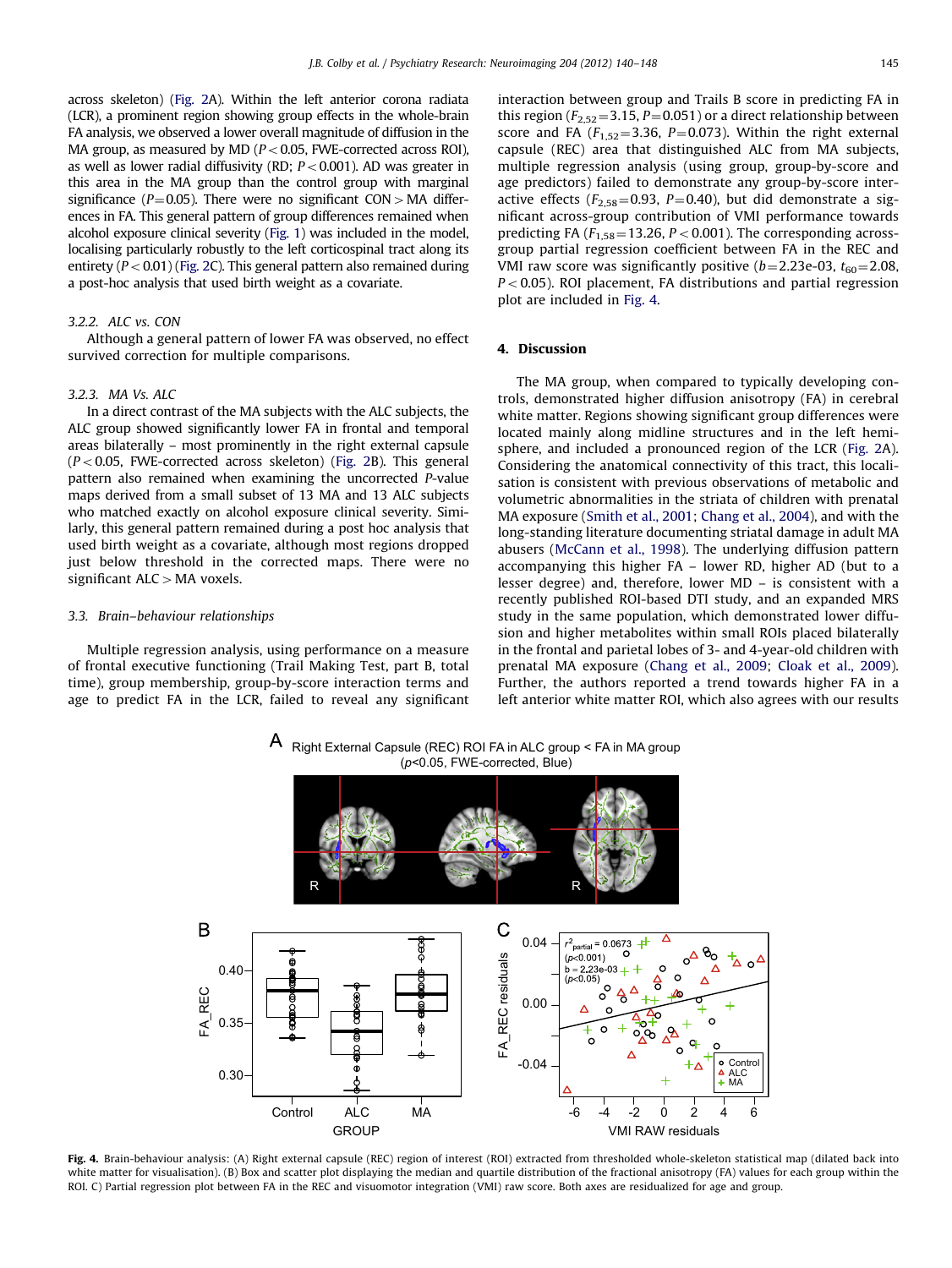across skeleton) (Fig. 2A). Within the left anterior corona radiata (LCR), a prominent region showing group effects in the whole-brain FA analysis, we observed a lower overall magnitude of diffusion in the MA group, as measured by MD ($P<0.05$, FWE-corrected across ROI), as well as lower radial diffusivity (RD; $P<0.001$). AD was greater in this area in the MA group than the control group with marginal significance ($P=0.05$). There were no significant CON > MA differences in FA. This general pattern of group differences remained when alcohol exposure clinical severity (Fig. 1) was included in the model, localising particularly robustly to the left corticospinal tract along its entirety ($P<0.01$) (Fig. 2C). This general pattern also remained during a post-hoc analysis that used birth weight as a covariate.

#### 3.2.2. ALC vs. CON

Although a general pattern of lower FA was observed, no effect survived correction for multiple comparisons.

#### 3.2.3. MA Vs. ALC

In a direct contrast of the MA subjects with the ALC subjects, the ALC group showed significantly lower FA in frontal and temporal areas bilaterally – most prominently in the right external capsule ($P<0.05$, FWE-corrected across skeleton) (Fig. 2B). This general pattern also remained when examining the uncorrected P-value maps derived from a small subset of 13 MA and 13 ALC subjects who matched exactly on alcohol exposure clinical severity. Similarly, this general pattern remained during a post hoc analysis that used birth weight as a covariate, although most regions dropped just below threshold in the corrected maps. There were no significant ALC > MA voxels.

### 3.3. Brain–behaviour relationships

Multiple regression analysis, using performance on a measure of frontal executive functioning (Trail Making Test, part B, total time), group membership, group-by-score interaction terms and age to predict FA in the LCR, failed to reveal any significant interaction between group and Trails B score in predicting FA in this region ($F_{2,52}=3.15$, $P=0.051$) or a direct relationship between score and FA ($F_{1,52}=3.36$, $P=0.073$). Within the right external capsule (REC) area that distinguished ALC from MA subjects, multiple regression analysis (using group, group-by-score and age predictors) failed to demonstrate any group-by-score interactive effects ($F_{2,58}=0.93$, $P=0.40$), but did demonstrate a significant across-group contribution of VMI performance towards predicting FA ($F_{1,58}=13.26$, $P<0.001$). The corresponding across-group partial regression coefficient between FA in the REC and VMI raw score was significantly positive ($b=2.23\text{e-}03$, $t_{60}=2.08$, $P<0.05$). ROI placement, FA distributions and partial regression plot are included in Fig. 4.

## 4. Discussion

The MA group, when compared to typically developing controls, demonstrated higher diffusion anisotropy (FA) in cerebral white matter. Regions showing significant group differences were located mainly along midline structures and in the left hemisphere, and included a pronounced region of the LCR (Fig. 2A). Considering the anatomical connectivity of this tract, this localisation is consistent with previous observations of metabolic and volumetric abnormalities in the striata of children with prenatal MA exposure (Smith et al., 2001; Chang et al., 2004), and with the long-standing literature documenting striatal damage in adult MA abusers (McCann et al., 1998). The underlying diffusion pattern accompanying this higher FA – lower RD, higher AD (but to a lesser degree) and, therefore, lower MD – is consistent with a recently published ROI-based DTI study, and an expanded MRS study in the same population, which demonstrated lower diffusion and higher metabolites within small ROIs placed bilaterally in the frontal and parietal lobes of 3- and 4-year-old children with prenatal MA exposure (Chang et al., 2009; Cloak et al., 2009). Further, the authors reported a trend towards higher FA in a left anterior white matter ROI, which also agrees with our results

**Fig. 4.** Brain-behaviour analysis: (A) Right external capsule (REC) region of interest (ROI) extracted from thresholded whole-skeleton statistical map (dilated back into white matter for visualisation). (B) Box and scatter plot displaying the median and quartile distribution of the fractional anisotropy (FA) values for each group within the ROI. C) Partial regression plot between FA in the REC and visuomotor integration (VMI) raw score. Both axes are residualized for age and group.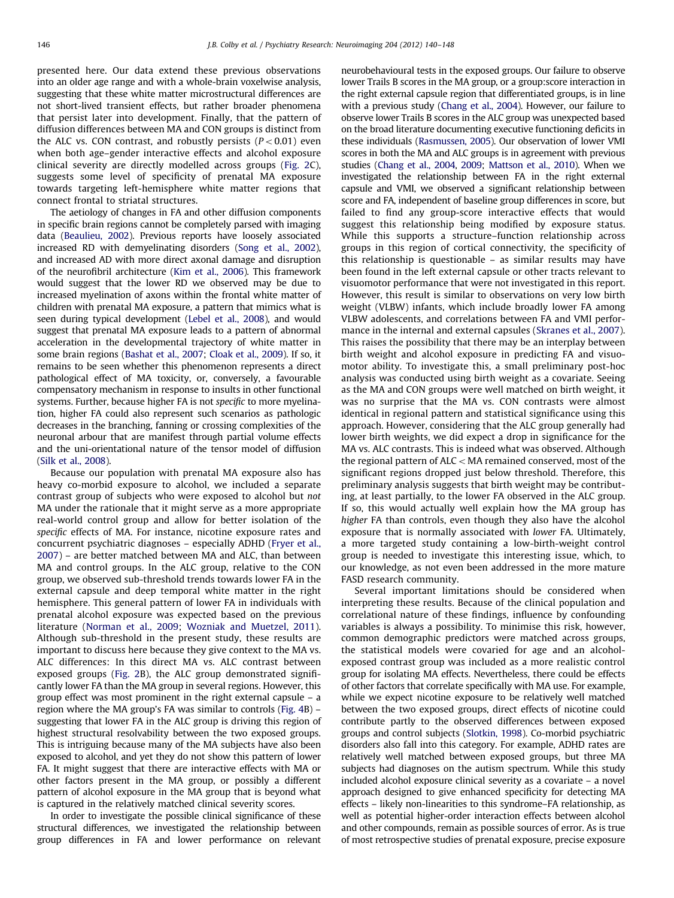presented here. Our data extend these previous observations into an older age range and with a whole-brain voxelwise analysis, suggesting that these white matter microstructural differences are not short-lived transient effects, but rather broader phenomena that persist later into development. Finally, that the pattern of diffusion differences between MA and CON groups is distinct from the ALC vs. CON contrast, and robustly persists ($P < 0.01$) even when both age–gender interactive effects and alcohol exposure clinical severity are directly modelled across groups (Fig. 2C), suggests some level of specificity of prenatal MA exposure towards targeting left-hemisphere white matter regions that connect frontal to striatal structures.

The aetiology of changes in FA and other diffusion components in specific brain regions cannot be completely parsed with imaging data (Beaulieu, 2002). Previous reports have loosely associated increased RD with demyelinating disorders (Song et al., 2002), and increased AD with more direct axonal damage and disruption of the neurofibril architecture (Kim et al., 2006). This framework would suggest that the lower RD we observed may be due to increased myelination of axons within the frontal white matter of children with prenatal MA exposure, a pattern that mimics what is seen during typical development (Lebel et al., 2008), and would suggest that prenatal MA exposure leads to a pattern of abnormal acceleration in the developmental trajectory of white matter in some brain regions (Bashat et al., 2007; Cloak et al., 2009). If so, it remains to be seen whether this phenomenon represents a direct pathological effect of MA toxicity, or, conversely, a favourable compensatory mechanism in response to insults in other functional systems. Further, because higher FA is not *specific* to more myelination, higher FA could also represent such scenarios as pathologic decreases in the branching, fanning or crossing complexities of the neuronal arbour that are manifest through partial volume effects and the uni-orientational nature of the tensor model of diffusion (Silk et al., 2008).

Because our population with prenatal MA exposure also has heavy co-morbid exposure to alcohol, we included a separate contrast group of subjects who were exposed to alcohol but *not* MA under the rationale that it might serve as a more appropriate real-world control group and allow for better isolation of the *specific* effects of MA. For instance, nicotine exposure rates and concurrent psychiatric diagnoses – especially ADHD (Fryer et al., 2007) – are better matched between MA and ALC, than between MA and control groups. In the ALC group, relative to the CON group, we observed sub-threshold trends towards lower FA in the external capsule and deep temporal white matter in the right hemisphere. This general pattern of lower FA in individuals with prenatal alcohol exposure was expected based on the previous literature (Norman et al., 2009; Wozniak and Muetzel, 2011). Although sub-threshold in the present study, these results are important to discuss here because they give context to the MA vs. ALC differences: In this direct MA vs. ALC contrast between exposed groups (Fig. 2B), the ALC group demonstrated significantly lower FA than the MA group in several regions. However, this group effect was most prominent in the right external capsule – a region where the MA group's FA was similar to controls (Fig. 4B) – suggesting that lower FA in the ALC group is driving this region of highest structural resolvability between the two exposed groups. This is intriguing because many of the MA subjects have also been exposed to alcohol, and yet they do not show this pattern of lower FA. It might suggest that there are interactive effects with MA or other factors present in the MA group, or possibly a different pattern of alcohol exposure in the MA group that is beyond what is captured in the relatively matched clinical severity scores.

In order to investigate the possible clinical significance of these structural differences, we investigated the relationship between group differences in FA and lower performance on relevant neurobehavioural tests in the exposed groups. Our failure to observe lower Trails B scores in the MA group, or a group:score interaction in the right external capsule region that differentiated groups, is in line with a previous study (Chang et al., 2004). However, our failure to observe lower Trails B scores in the ALC group was unexpected based on the broad literature documenting executive functioning deficits in these individuals (Rasmussen, 2005). Our observation of lower VMI scores in both the MA and ALC groups is in agreement with previous studies (Chang et al., 2004, 2009; Mattson et al., 2010). When we investigated the relationship between FA in the right external capsule and VMI, we observed a significant relationship between score and FA, independent of baseline group differences in score, but failed to find any group-score interactive effects that would suggest this relationship being modified by exposure status. While this supports a structure–function relationship across groups in this region of cortical connectivity, the specificity of this relationship is questionable – as similar results may have been found in the left external capsule or other tracts relevant to visuomotor performance that were not investigated in this report. However, this result is similar to observations on very low birth weight (VLBW) infants, which include broadly lower FA among VLBW adolescents, and correlations between FA and VMI performance in the internal and external capsules (Skranes et al., 2007). This raises the possibility that there may be an interplay between birth weight and alcohol exposure in predicting FA and visuomotor ability. To investigate this, a small preliminary post-hoc analysis was conducted using birth weight as a covariate. Seeing as the MA and CON groups were well matched on birth weight, it was no surprise that the MA vs. CON contrasts were almost identical in regional pattern and statistical significance using this approach. However, considering that the ALC group generally had lower birth weights, we did expect a drop in significance for the MA vs. ALC contrasts. This is indeed what was observed. Although the regional pattern of ALC < MA remained conserved, most of the significant regions dropped just below threshold. Therefore, this preliminary analysis suggests that birth weight may be contributing, at least partially, to the lower FA observed in the ALC group. If so, this would actually well explain how the MA group has *higher* FA than controls, even though they also have the alcohol exposure that is normally associated with *lower* FA. Ultimately, a more targeted study containing a low-birth-weight control group is needed to investigate this interesting issue, which, to our knowledge, as not even been addressed in the more mature FASD research community.

Several important limitations should be considered when interpreting these results. Because of the clinical population and correlational nature of these findings, influence by confounding variables is always a possibility. To minimise this risk, however, common demographic predictors were matched across groups, the statistical models were covaried for age and an alcohol-exposed contrast group was included as a more realistic control group for isolating MA effects. Nevertheless, there could be effects of other factors that correlate specifically with MA use. For example, while we expect nicotine exposure to be relatively well matched between the two exposed groups, direct effects of nicotine could contribute partly to the observed differences between exposed groups and control subjects (Slotkin, 1998). Co-morbid psychiatric disorders also fall into this category. For example, ADHD rates are relatively well matched between exposed groups, but three MA subjects had diagnoses on the autism spectrum. While this study included alcohol exposure clinical severity as a covariate – a novel approach designed to give enhanced specificity for detecting MA effects – likely non-linearities to this syndrome–FA relationship, as well as potential higher-order interaction effects between alcohol and other compounds, remain as possible sources of error. As is true of most retrospective studies of prenatal exposure, precise exposure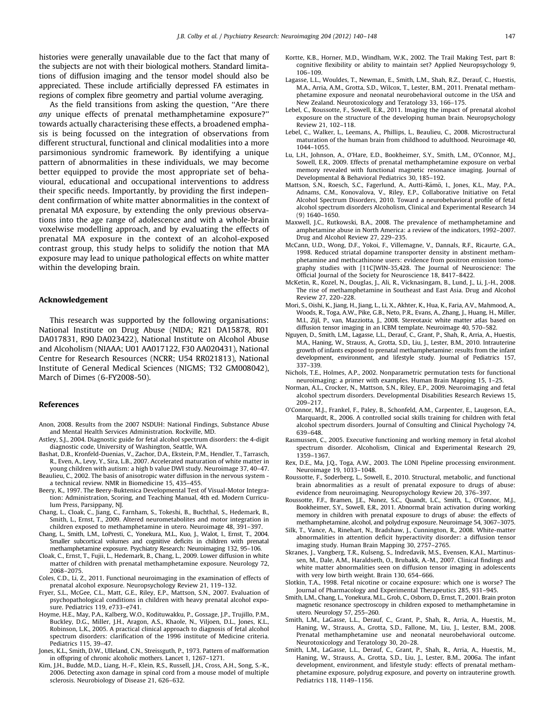histories were generally unavailable due to the fact that many of the subjects are not with their biological mothers. Standard limitations of diffusion imaging and the tensor model should also be appreciated. These include artificially depressed FA estimates in regions of complex fibre geometry and partial volume averaging.

As the field transitions from asking the question, "Are there *any* unique effects of prenatal methamphetamine exposure?" towards actually characterising these effects, a broadened emphasis is being focussed on the integration of observations from different structural, functional and clinical modalities into a more parsimonious syndromic framework. By identifying a unique pattern of abnormalities in these individuals, we may become better equipped to provide the most appropriate set of behavioural, educational and occupational interventions to address their specific needs. Importantly, by providing the first independent confirmation of white matter abnormalities in the context of prenatal MA exposure, by extending the only previous observations into the age range of adolescence and with a whole-brain voxelwise modelling approach, and by evaluating the effects of prenatal MA exposure in the context of an alcohol-exposed contrast group, this study helps to solidify the notion that MA exposure may lead to unique pathological effects on white matter within the developing brain.

## Acknowledgement

This research was supported by the following organisations: National Institute on Drug Abuse (NIDA; R21 DA15878, R01 DA017831, R90 DA023422), National Institute on Alcohol Abuse and Alcoholism (NIAAA; U01 AA017122, F30 AA020431), National Centre for Research Resources (NCRR; U54 RR021813), National Institute of General Medical Sciences (NIGMS; T32 GM008042), March of Dimes (6-FY2008-50).

## References

Anon, 2008. Results from the 2007 NSDUH: National Findings, Substance Abuse and Mental Health Services Administration. Rockville, MD.

Astley, S.J., 2004. Diagnostic guide for fetal alcohol spectrum disorders: the 4-digit diagnostic code, University of Washington, Seattle, WA.

Bashat, D.B., Kronfeld-Duenias, V., Zachor, D.A., Ekstein, P.M., Hendler, T., Tarrasch, R., Even, A., Levy, Y., Sira, L.B., 2007. Accelerated maturation of white matter in young children with autism: a high b value DWI study. Neuroimage 37, 40–47.

Beaulieu, C., 2002. The basis of anisotropic water diffusion in the nervous system - a technical review. NMR in Biomedicine 15, 435–455.

Beery, K., 1997. The Beery-Buktenica Developmental Test of Visual-Motor Integration: Administration, Scoring, and Teaching Manual, 4th ed. Modern Curriculum Press, Parsippany, NJ.

Chang, L., Cloak, C., Jiang, C., Farnham, S., Tokeshi, B., Buchthal, S., Hedemark, B., Smith, L., Ernst, T., 2009. Altered neurometabolites and motor integration in children exposed to methamphetamine in utero. Neuroimage 48, 391–397.

Chang, L., Smith, L.M., LoPresti, C., Yonekura, M.L., Kuo, J., Walot, I., Ernst, T., 2004. Smaller subcortical volumes and cognitive deficits in children with prenatal methamphetamine exposure. Psychiatry Research: Neuroimaging 132, 95–106.

Cloak, C., Ernst, T., Fujii, L., Hedemark, B., Chang, L., 2009. Lower diffusion in white matter of children with prenatal methamphetamine exposure. Neurology 72, 2068–2075.

Coles, C.D., Li, Z., 2011. Functional neuroimaging in the examination of effects of prenatal alcohol exposure. Neuropsychology Review 21, 119–132.

Fryer, S.L., McGee, C.L., Matt, G.E., Riley, E.P., Mattson, S.N., 2007. Evaluation of psychopathological conditions in children with heavy prenatal alcohol exposure. Pediatrics 119, e733–e741.

Hoyme, H.E., May, P.A., Kalberg, W.O., Kodituwakku, P., Gossage, J.P., Trujillo, P.M., Buckley, D.G., Miller, J.H., Aragon, A.S., Khaole, N., Viljoen, D.L., Jones, K.L., Robinson, L.K., 2005. A practical clinical approach to diagnosis of fetal alcohol spectrum disorders: clarification of the 1996 institute of Medicine criteria. Pediatrics 115, 39–47.

Jones, K.L., Smith, D.W., Ulleland, C.N., Streissguth, P., 1973. Pattern of malformation in offspring of chronic alcoholic mothers. Lancet 1, 1267–1271.

Kim, J.H., Budde, M.D., Liang, H.-F., Klein, R.S., Russell, J.H., Cross, A.H., Song, S.-K., 2006. Detecting axon damage in spinal cord from a mouse model of multiple sclerosis. Neurobiology of Disease 21, 626–632.

Kortte, K.B., Horner, M.D., Windham, W.K., 2002. The Trail Making Test, part B: cognitive flexibility or ability to maintain set? Applied Neuropsychology 9, 106–109.

Lagasse, L.L., Wouldes, T., Newman, E., Smith, L.M., Shah, R.Z., Derauf, C., Huestis, M.A., Arria, A.M., Grotta, S.D., Wilcox, T., Lester, B.M., 2011. Prenatal methamphetamine exposure and neonatal neurobehavioral outcome in the USA and New Zealand. Neurotoxicology and Teratology 33, 166–175.

Lebel, C., Roussotte, F., Sowell, E.R., 2011. Imaging the impact of prenatal alcohol exposure on the structure of the developing human brain. Neuropsychology Review 21, 102–118.

Lebel, C., Walker, L., Leemans, A., Phillips, L., Beaulieu, C., 2008. Microstructural maturation of the human brain from childhood to adulthood. Neuroimage 40, 1044–1055.

Lu, L.H., Johnson, A., O'Hare, E.D., Bookheimer, S.Y., Smith, L.M., O'Connor, M.J., Sowell, E.R., 2009. Effects of prenatal methamphetamine exposure on verbal memory revealed with functional magnetic resonance imaging. Journal of Developmental & Behavioral Pediatrics 30, 185–192.

Mattson, S.N., Roesch, S.C., Fagerlund, A., Autti-Rämö, I., Jones, K.L., May, P.A., Adnams, C.M., Konovalova, V., Riley, E.P., Collaborative Initiative on Fetal Alcohol Spectrum Disorders, 2010. Toward a neurobehavioral profile of fetal alcohol spectrum disorders Alcoholism, Clinical and Experimental Research 34 (9) 1640–1650.

Maxwell, J.C., Rutkowski, B.A., 2008. The prevalence of methamphetamine and amphetamine abuse in North America: a review of the indicators, 1992–2007. Drug and Alcohol Review 27, 229–235.

McCann, U.D., Wong, D.F., Yokoi, F., Villemagne, V., Dannals, R.F., Ricaurte, G.A., 1998. Reduced striatal dopamine transporter density in abstinent methamphetamine and methcathinone users: evidence from positron emission tomography studies with [11C]WIN-35,428. The Journal of Neuroscience: The Official Journal of the Society for Neuroscience 18, 8417–8422.

McKetin, R., Kozel, N., Douglas, J., Ali, R., Vicknasingam, B., Lund, J., Li, J.-H., 2008. The rise of methamphetamine in Southeast and East Asia. Drug and Alcohol Review 27, 220–228.

Mori, S., Oishi, K., Jiang, H., Jiang, L., Li, X., Akhter, K., Hua, K., Faria, A.V., Mahmood, A., Woods, R., Toga, A.W., Pike, G.B., Neto, P.R., Evans, A., Zhang, J., Huang, H., Miller, M.I., Zijl, P., van, Mazziotta, J., 2008. Stereotaxic white matter atlas based on diffusion tensor imaging in an ICBM template. Neuroimage 40, 570–582.

Nguyen, D., Smith, L.M., Lagasse, L.L., Derauf, C., Grant, P., Shah, R., Arria, A., Huestis, M.A., Haning, W., Strauss, A., Grotta, S.D., Liu, J., Lester, B.M., 2010. Intrauterine growth of infants exposed to prenatal methamphetamine: results from the infant development, environment, and lifestyle study. Journal of Pediatrics 157, 337–339.

Nichols, T.E., Holmes, A.P., 2002. Nonparametric permutation tests for functional neuroimaging: a primer with examples. Human Brain Mapping 15, 1–25.

Norman, A.L., Crocker, N., Mattson, S.N., Riley, E.P., 2009. Neuroimaging and fetal alcohol spectrum disorders. Developmental Disabilities Research Reviews 15, 209–217.

O'Connor, M.J., Frankel, F., Paley, B., Schonfeld, A.M., Carpenter, E., Laugeson, E.A., Marquardt, R., 2006. A controlled social skills training for children with fetal alcohol spectrum disorders. Journal of Consulting and Clinical Psychology 74, 639–648.

Rasmussen, C., 2005. Executive functioning and working memory in fetal alcohol spectrum disorder. Alcoholism, Clinical and Experimental Research 29, 1359–1367.

Rex, D.E., Ma, J.Q., Toga, A.W., 2003. The LONI Pipeline processing environment. Neuroimage 19, 1033–1048.

Roussotte, F., Soderberg, L., Sowell, E., 2010. Structural, metabolic, and functional brain abnormalities as a result of prenatal exposure to drugs of abuse: evidence from neuroimaging. Neuropsychology Review 20, 376–397.

Roussotte, F.F., Bramen, J.E., Nunez, S.C., Quandt, L.C., Smith, L., O'Connor, M.J., Bookheimer, S.Y., Sowell, E.R., 2011. Abnormal brain activation during working memory in children with prenatal exposure to drugs of abuse: the effects of methamphetamine, alcohol, and polydrug exposure. Neuroimage 54, 3067–3075.

Silk, T., Vance, A., Rinehart, N., Bradshaw, J., Cunnington, R., 2008. White-matter abnormalities in attention deficit hyperactivity disorder: a diffusion tensor imaging study. Human Brain Mapping 30, 2757–2765.

Skranes, J., Vangberg, T.R., Kulseng, S., Indredavik, M.S., Evensen, K.A.I., Martinussen, M., Dale, A.M., Haraldseth, O., Brubakk, A.-M., 2007. Clinical findings and white matter abnormalities seen on diffusion tensor imaging in adolescents with very low birth weight. Brain 130, 654–666.

Slotkin, T.A., 1998. Fetal nicotine or cocaine exposure: which one is worse? The Journal of Pharmacology and Experimental Therapeutics 285, 931–945.

Smith, L.M., Chang, L., Yonekura, M.L., Grob, C., Osborn, D., Ernst, T., 2001. Brain proton magnetic resonance spectroscopy in children exposed to methamphetamine in utero. Neurology 57, 255–260.

Smith, L.M., LaGasse, L.L., Derauf, C., Grant, P., Shah, R., Arria, A., Huestis, M., Haning, W., Strauss, A., Grotta, S.D., Fallone, M., Liu, J., Lester, B.M., 2008. Prenatal methamphetamine use and neonatal neurobehavioral outcome. Neurotoxicology and Teratology 30, 20–28.

Smith, L.M., LaGasse, L.L., Derauf, C., Grant, P., Shah, R., Arria, A., Huestis, M., Haning, W., Strauss, A., Grotta, S.D., Liu, J., Lester, B.M., 2006a. The infant development, environment, and lifestyle study: effects of prenatal methamphetamine exposure, polydrug exposure, and poverty on intrauterine growth. Pediatrics 118, 1149–1156.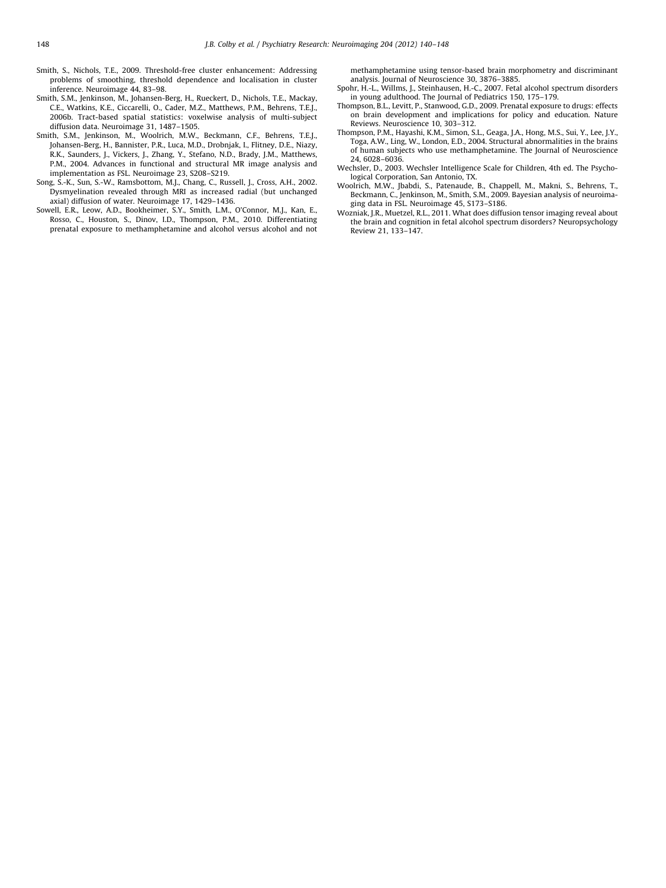Smith, S., Nichols, T.E., 2009. Threshold-free cluster enhancement: Addressing problems of smoothing, threshold dependence and localisation in cluster inference. Neuroimage 44, 83–98.

Smith, S.M., Jenkinson, M., Johansen-Berg, H., Rueckert, D., Nichols, T.E., Mackay, C.E., Watkins, K.E., Ciccarelli, O., Cader, M.Z., Matthews, P.M., Behrens, T.E.J., 2006b. Tract-based spatial statistics: voxelwise analysis of multi-subject diffusion data. Neuroimage 31, 1487–1505.

Smith, S.M., Jenkinson, M., Woolrich, M.W., Beckmann, C.F., Behrens, T.E.J., Johansen-Berg, H., Bannister, P.R., Luca, M.D., Drobnjak, I., Flitney, D.E., Niazy, R.K., Saunders, J., Vickers, J., Zhang, Y., Stefano, N.D., Brady, J.M., Matthews, P.M., 2004. Advances in functional and structural MR image analysis and implementation as FSL. Neuroimage 23, S208–S219.

Song, S.-K., Sun, S.-W., Ramsbottom, M.J., Chang, C., Russell, J., Cross, A.H., 2002. Dysmyelination revealed through MRI as increased radial (but unchanged axial) diffusion of water. Neuroimage 17, 1429–1436.

Sowell, E.R., Leow, A.D., Bookheimer, S.Y., Smith, L.M., O'Connor, M.J., Kan, E., Rosso, C., Houston, S., Dinov, I.D., Thompson, P.M., 2010. Differentiating prenatal exposure to methamphetamine and alcohol versus alcohol and not methamphetamine using tensor-based brain morphometry and discriminant analysis. Journal of Neuroscience 30, 3876–3885.

Spohr, H.-L., Willms, J., Steinhausen, H.-C., 2007. Fetal alcohol spectrum disorders in young adulthood. The Journal of Pediatrics 150, 175–179.

Thompson, B.L., Levitt, P., Stanwood, G.D., 2009. Prenatal exposure to drugs: effects on brain development and implications for policy and education. Nature Reviews. Neuroscience 10, 303–312.

Thompson, P.M., Hayashi, K.M., Simon, S.L., Geaga, J.A., Hong, M.S., Sui, Y., Lee, J.Y., Toga, A.W., Ling, W., London, E.D., 2004. Structural abnormalities in the brains of human subjects who use methamphetamine. The Journal of Neuroscience 24, 6028–6036.

Wechsler, D., 2003. Wechsler Intelligence Scale for Children, 4th ed. The Psychological Corporation, San Antonio, TX.

Woolrich, M.W., Jbabdi, S., Patenaude, B., Chappell, M., Makni, S., Behrens, T., Beckmann, C., Jenkinson, M., Smith, S.M., 2009. Bayesian analysis of neuroimaging data in FSL. Neuroimage 45, S173–S186.

Wozniak, J.R., Muetzel, R.L., 2011. What does diffusion tensor imaging reveal about the brain and cognition in fetal alcohol spectrum disorders? Neuropsychology Review 21, 133–147.